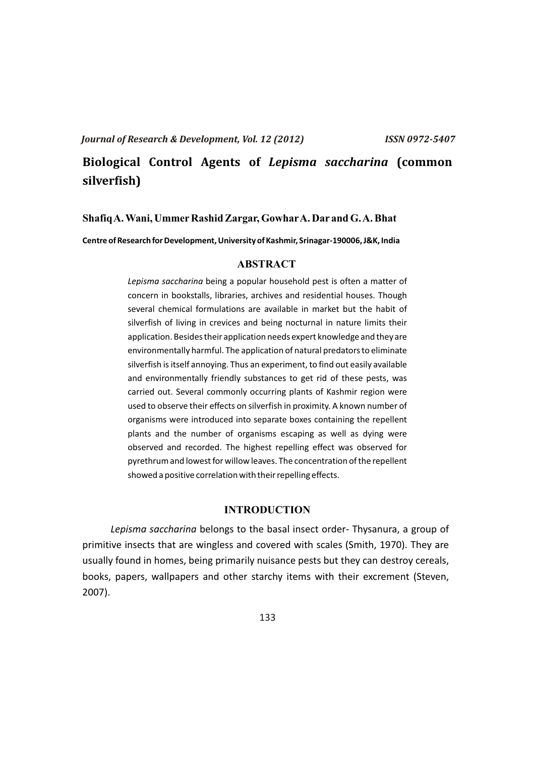# Biological Control Agents of *Lepisma saccharina* (common silverfish)

**Shafiq A. Wani, Ummer Rashid Zargar, Gowhar A. Dar and G. A. Bhat**

**Centre of Research for Development, University of Kashmir, Srinagar-190006, J&K, India**

## ABSTRACT

*Lepisma saccharina* being a popular household pest is often a matter of concern in bookstalls, libraries, archives and residential houses. Though several chemical formulations are available in market but the habit of silverfish of living in crevices and being nocturnal in nature limits their application. Besides their application needs expert knowledge and they are environmentally harmful. The application of natural predators to eliminate silverfish is itself annoying. Thus an experiment, to find out easily available and environmentally friendly substances to get rid of these pests, was carried out. Several commonly occurring plants of Kashmir region were used to observe their effects on silverfish in proximity. A known number of organisms were introduced into separate boxes containing the repellent plants and the number of organisms escaping as well as dying were observed and recorded. The highest repelling effect was observed for pyrethrum and lowest for willow leaves. The concentration of the repellent showed a positive correlation with their repelling effects.

## INTRODUCTION

*Lepisma saccharina* belongs to the basal insect order- Thysanura, a group of primitive insects that are wingless and covered with scales (Smith, 1970). They are usually found in homes, being primarily nuisance pests but they can destroy cereals, books, papers, wallpapers and other starchy items with their excrement (Steven, 2007).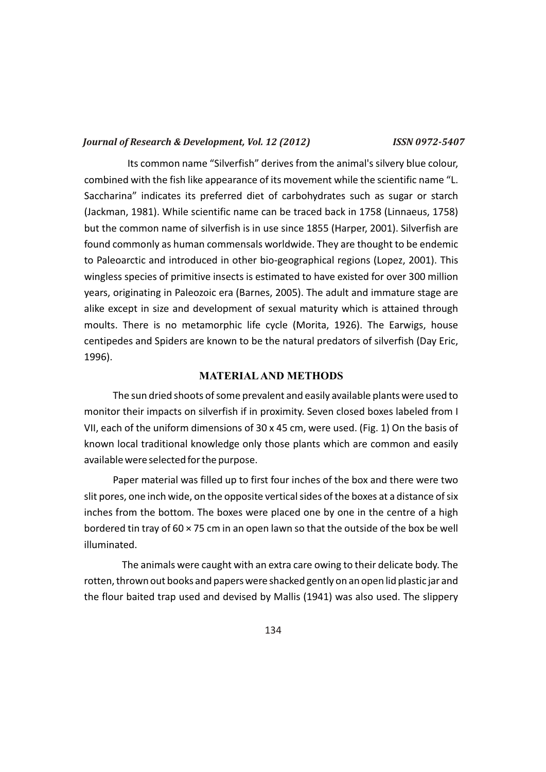Its common name “Silverfish” derives from the animal's silvery blue colour, combined with the fish like appearance of its movement while the scientific name “L. Saccharina” indicates its preferred diet of carbohydrates such as sugar or starch (Jackman, 1981). While scientific name can be traced back in 1758 (Linnaeus, 1758) but the common name of silverfish is in use since 1855 (Harper, 2001). Silverfish are found commonly as human commensals worldwide. They are thought to be endemic to Paleoarctic and introduced in other bio-geographical regions (Lopez, 2001). This wingless species of primitive insects is estimated to have existed for over 300 million years, originating in Paleozoic era (Barnes, 2005). The adult and immature stage are alike except in size and development of sexual maturity which is attained through moults. There is no metamorphic life cycle (Morita, 1926). The Earwigs, house centipedes and Spiders are known to be the natural predators of silverfish (Day Eric, 1996).

## MATERIAL AND METHODS

The sun dried shoots of some prevalent and easily available plants were used to monitor their impacts on silverfish if in proximity. Seven closed boxes labeled from I VII, each of the uniform dimensions of 30 x 45 cm, were used. (Fig. 1) On the basis of known local traditional knowledge only those plants which are common and easily available were selected for the purpose.

Paper material was filled up to first four inches of the box and there were two slit pores, one inch wide, on the opposite vertical sides of the boxes at a distance of six inches from the bottom. The boxes were placed one by one in the centre of a high bordered tin tray of 60 × 75 cm in an open lawn so that the outside of the box be well illuminated.

The animals were caught with an extra care owing to their delicate body. The rotten, thrown out books and papers were shacked gently on an open lid plastic jar and the flour baited trap used and devised by Mallis (1941) was also used. The slippery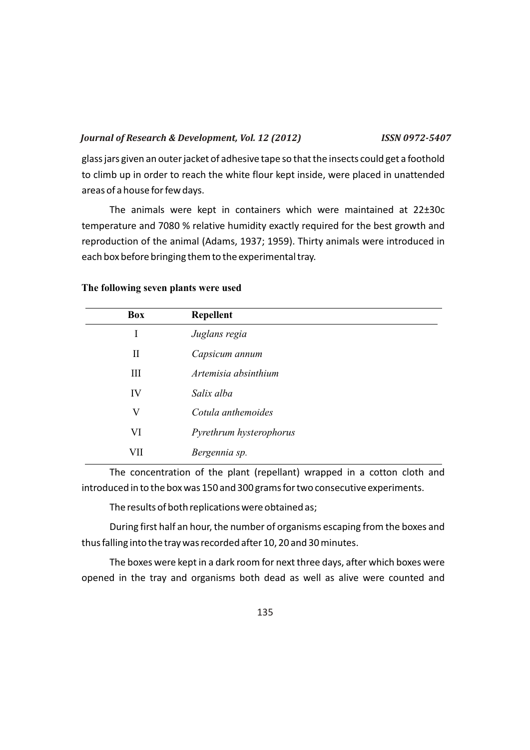glass jars given an outer jacket of adhesive tape so that the insects could get a foothold to climb up in order to reach the white flour kept inside, were placed in unattended areas of a house for few days.

The animals were kept in containers which were maintained at 22±30c temperature and 7080 % relative humidity exactly required for the best growth and reproduction of the animal (Adams, 1937; 1959). Thirty animals were introduced in each box before bringing them to the experimental tray.

**The following seven plants were used**

| Box | Repellent |
|---|---|
| I | *Juglans regia* |
| II | *Capsicum annum* |
| III | *Artemisia absinthium* |
| IV | *Salix alba* |
| V | *Cotula anthemoides* |
| VI | *Pyrethrum hysterophorus* |
| VII | *Bergennia sp.* |

The concentration of the plant (repellant) wrapped in a cotton cloth and introduced in to the box was 150 and 300 grams for two consecutive experiments.

The results of both replications were obtained as;

During first half an hour, the number of organisms escaping from the boxes and thus falling into the tray was recorded after 10, 20 and 30 minutes.

The boxes were kept in a dark room for next three days, after which boxes were opened in the tray and organisms both dead as well as alive were counted and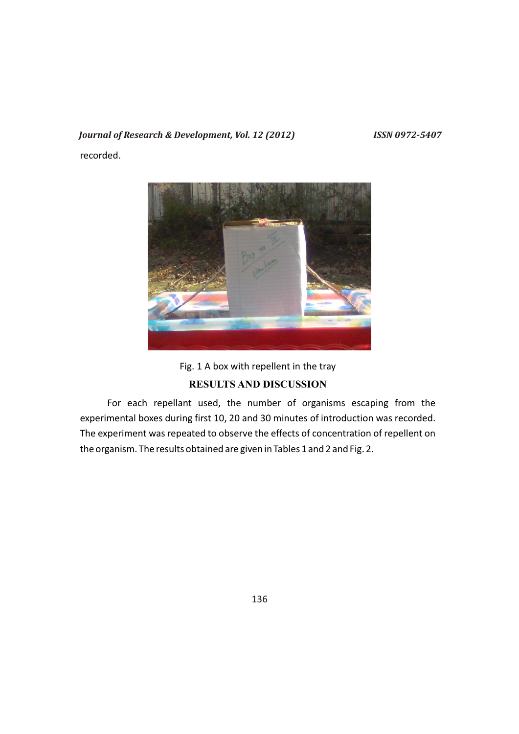recorded.

Fig. 1 A box with repellent in the tray

## RESULTS AND DISCUSSION

For each repellant used, the number of organisms escaping from the experimental boxes during first 10, 20 and 30 minutes of introduction was recorded. The experiment was repeated to observe the effects of concentration of repellent on the organism. The results obtained are given in Tables 1 and 2 and Fig. 2.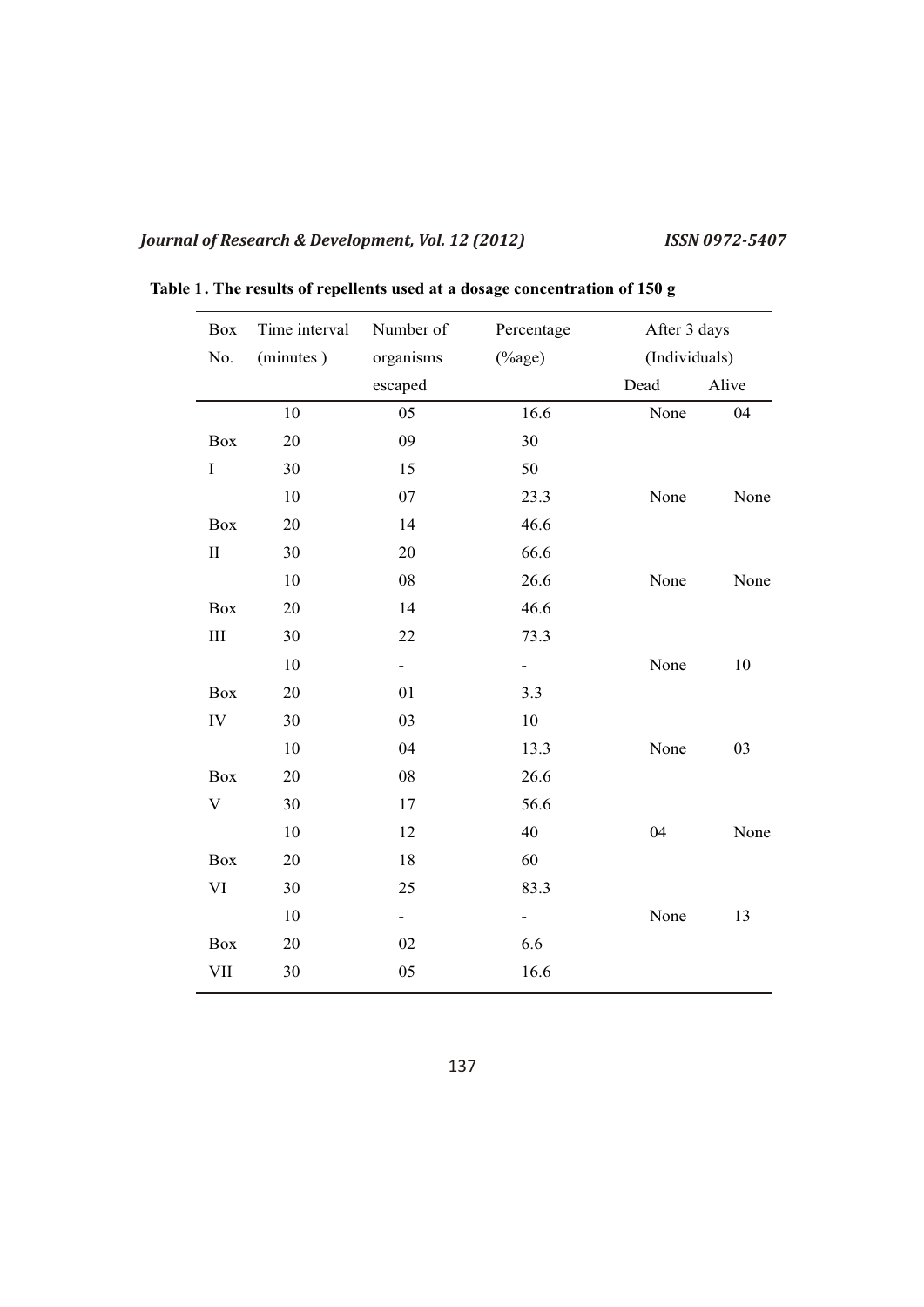**Table 1 . The results of repellents used at a dosage concentration of 150 g**

| Box No. | Time interval (minutes ) | Number of organisms escaped | Percentage (%age) | After 3 days (Individuals) | |
|---|---|---|---|---|---|
| | | | | Dead | Alive |
| Box I | 10 | 05 | 16.6 | None | 04 |
| | 20 | 09 | 30 | | |
| | 30 | 15 | 50 | | |
| Box II | 10 | 07 | 23.3 | None | None |
| | 20 | 14 | 46.6 | | |
| | 30 | 20 | 66.6 | | |
| Box III | 10 | 08 | 26.6 | None | None |
| | 20 | 14 | 46.6 | | |
| | 30 | 22 | 73.3 | | |
| Box IV | 10 | - | - | None | 10 |
| | 20 | 01 | 3.3 | | |
| | 30 | 03 | 10 | | |
| Box V | 10 | 04 | 13.3 | None | 03 |
| | 20 | 08 | 26.6 | | |
| | 30 | 17 | 56.6 | | |
| Box VI | 10 | 12 | 40 | 04 | None |
| | 20 | 18 | 60 | | |
| | 30 | 25 | 83.3 | | |
| Box VII | 10 | - | - | None | 13 |
| | 20 | 02 | 6.6 | | |
| | 30 | 05 | 16.6 | | |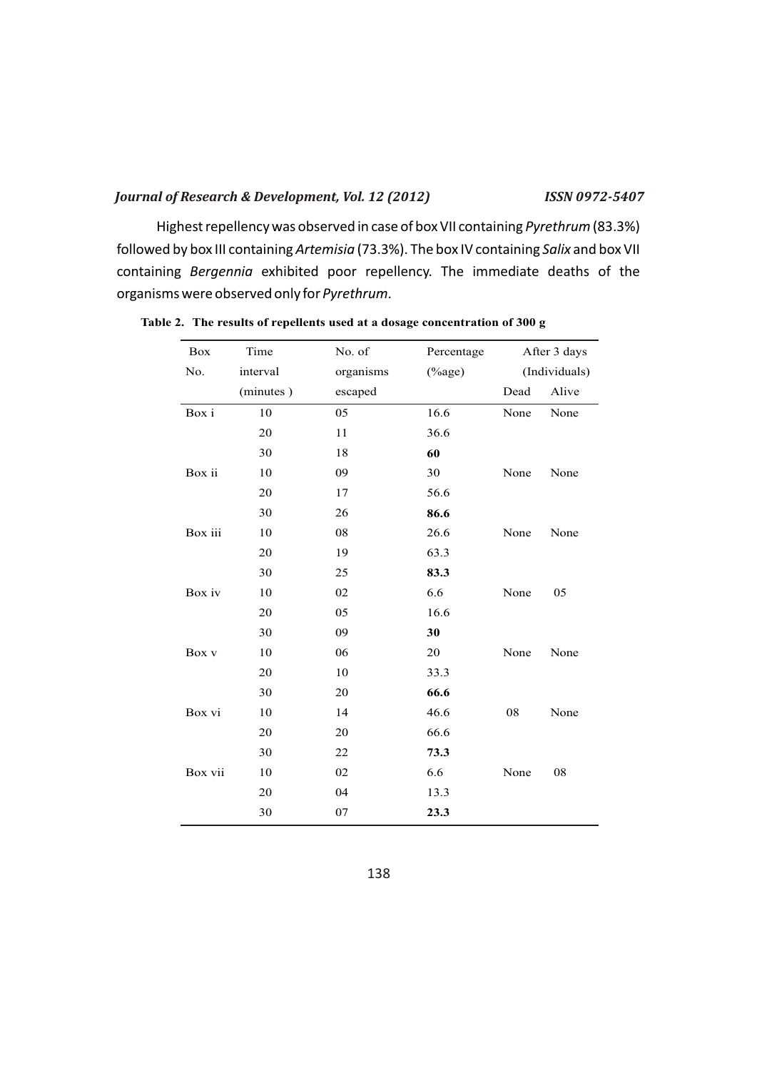Highest repellency was observed in case of box VII containing *Pyrethrum* (83.3%) followed by box III containing *Artemisia* (73.3%). The box IV containing *Salix* and box VII containing *Bergennia* exhibited poor repellency. The immediate deaths of the organisms were observed only for *Pyrethrum*.

**Table 2. The results of repellents used at a dosage concentration of 300 g**

| Box No. | Time interval (minutes ) | No. of organisms escaped | Percentage (%age) | After 3 days (Individuals) | |
|---|---|---|---|---|---|
| | | | | Dead | Alive |
| Box i | 10 | 05 | 16.6 | None | None |
| | 20 | 11 | 36.6 | | |
| | 30 | 18 | **60** | | |
| Box ii | 10 | 09 | 30 | None | None |
| | 20 | 17 | 56.6 | | |
| | 30 | 26 | **86.6** | | |
| Box iii | 10 | 08 | 26.6 | None | None |
| | 20 | 19 | 63.3 | | |
| | 30 | 25 | **83.3** | | |
| Box iv | 10 | 02 | 6.6 | None | 05 |
| | 20 | 05 | 16.6 | | |
| | 30 | 09 | **30** | | |
| Box v | 10 | 06 | 20 | None | None |
| | 20 | 10 | 33.3 | | |
| | 30 | 20 | **66.6** | | |
| Box vi | 10 | 14 | 46.6 | 08 | None |
| | 20 | 20 | 66.6 | | |
| | 30 | 22 | **73.3** | | |
| Box vii | 10 | 02 | 6.6 | None | 08 |
| | 20 | 04 | 13.3 | | |
| | 30 | 07 | **23.3** | | |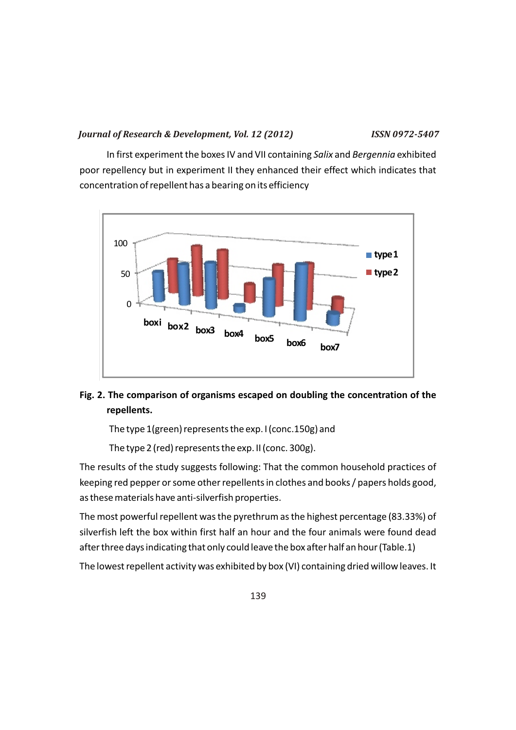In first experiment the boxes IV and VII containing *Salix* and *Bergennia* exhibited poor repellency but in experiment II they enhanced their effect which indicates that concentration of repellent has a bearing on its efficiency

**Fig. 2. The comparison of organisms escaped on doubling the concentration of the repellents.**

The type 1(green) represents the exp. I (conc.150g) and

The type 2 (red) represents the exp. II (conc. 300g).

The results of the study suggests following: That the common household practices of keeping red pepper or some other repellents in clothes and books / papers holds good, as these materials have anti-silverfish properties.

The most powerful repellent was the pyrethrum as the highest percentage (83.33%) of silverfish left the box within first half an hour and the four animals were found dead after three days indicating that only could leave the box after half an hour (Table.1)

The lowest repellent activity was exhibited by box (VI) containing dried willow leaves. It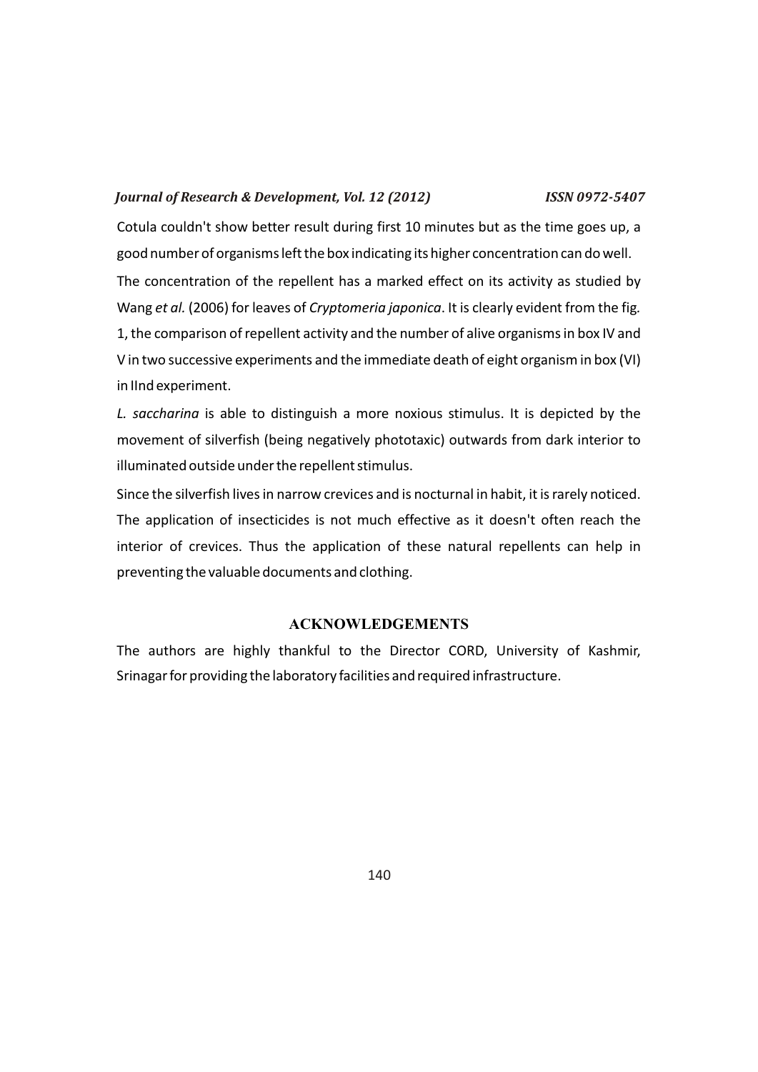Cotula couldn't show better result during first 10 minutes but as the time goes up, a good number of organisms left the box indicating its higher concentration can do well.

The concentration of the repellent has a marked effect on its activity as studied by Wang *et al.* (2006) for leaves of *Cryptomeria japonica*. It is clearly evident from the fig. 1, the comparison of repellent activity and the number of alive organisms in box IV and V in two successive experiments and the immediate death of eight organism in box (VI) in IInd experiment.

*L. saccharina* is able to distinguish a more noxious stimulus. It is depicted by the movement of silverfish (being negatively phototaxic) outwards from dark interior to illuminated outside under the repellent stimulus.

Since the silverfish lives in narrow crevices and is nocturnal in habit, it is rarely noticed. The application of insecticides is not much effective as it doesn't often reach the interior of crevices. Thus the application of these natural repellents can help in preventing the valuable documents and clothing.

## ACKNOWLEDGEMENTS

The authors are highly thankful to the Director CORD, University of Kashmir, Srinagar for providing the laboratory facilities and required infrastructure.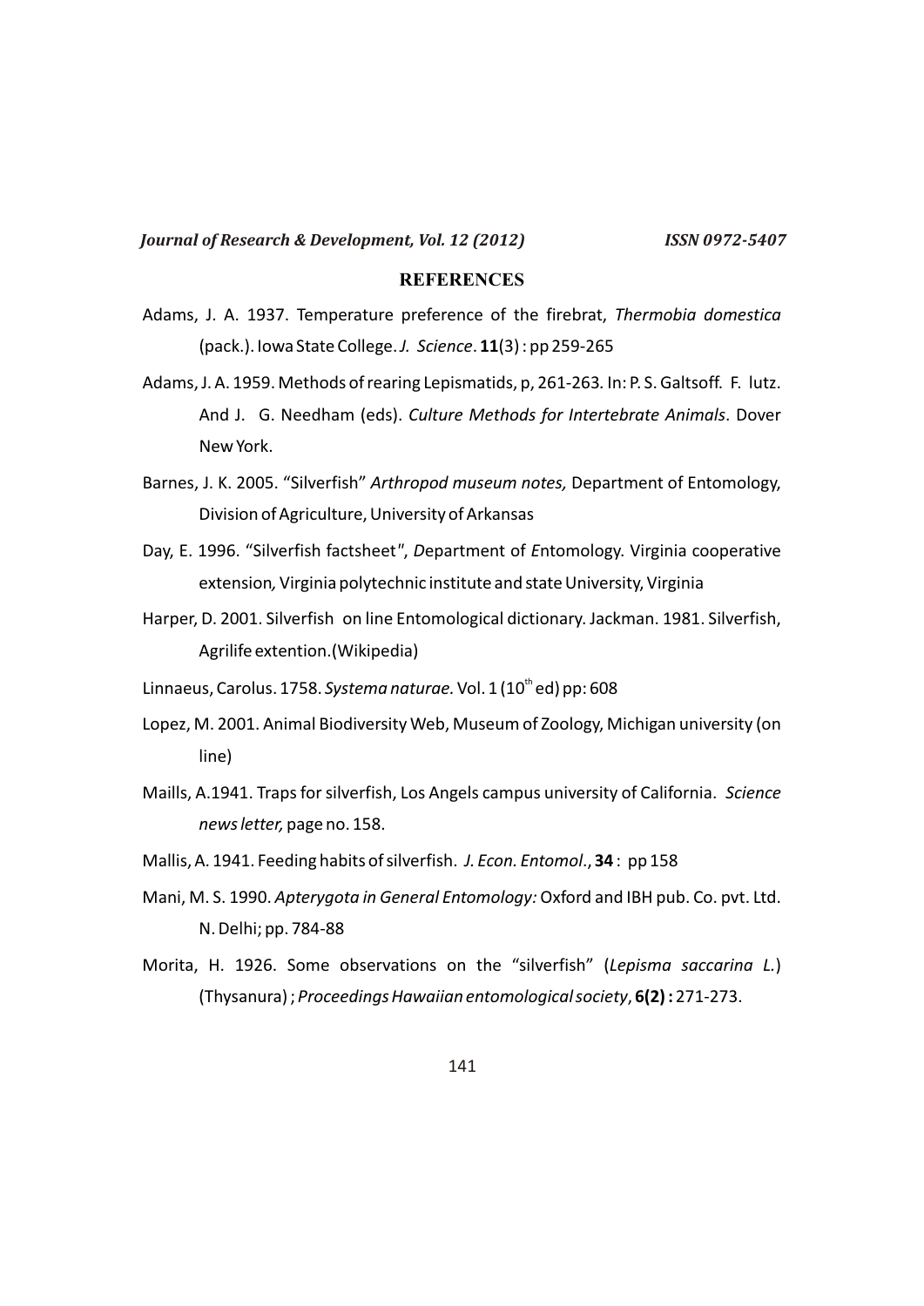## REFERENCES

Adams, J. A. 1937. Temperature preference of the firebrat, *Thermobia domestica* (pack.). Iowa State College. *J. Science*. **11**(3) : pp 259-265

Adams, J. A. 1959. Methods of rearing Lepismatids, p, 261-263. In: P. S. Galtsoff. F. lutz. And J. G. Needham (eds). *Culture Methods for Intertebrate Animals*. Dover New York.

Barnes, J. K. 2005. "Silverfish" *Arthropod museum notes,* Department of Entomology, Division of Agriculture, University of Arkansas

Day, E. 1996. "Silverfish factsheet", *D*epartment of *E*ntomology. Virginia cooperative extension*,* Virginia polytechnic institute and state University, Virginia

Harper, D. 2001. Silverfish on line Entomological dictionary. Jackman. 1981. Silverfish, Agrilife extention.(Wikipedia)

Linnaeus, Carolus. 1758. *Systema naturae.* Vol. 1 (10$^{th}$ ed) pp: 608

Lopez, M. 2001. Animal Biodiversity Web, Museum of Zoology, Michigan university (on line)

Maills, A.1941. Traps for silverfish, Los Angels campus university of California. *Science news letter,* page no. 158.

Mallis, A. 1941. Feeding habits of silverfish. *J. Econ. Entomol*., **34** : pp 158

Mani, M. S. 1990. *Apterygota in General Entomology:* Oxford and IBH pub. Co. pvt. Ltd. N. Delhi; pp. 784-88

Morita, H. 1926. Some observations on the "silverfish" (*Lepisma saccarina L.*) (Thysanura) ; *Proceedings Hawaiian entomological society*, **6(2) :** 271-273.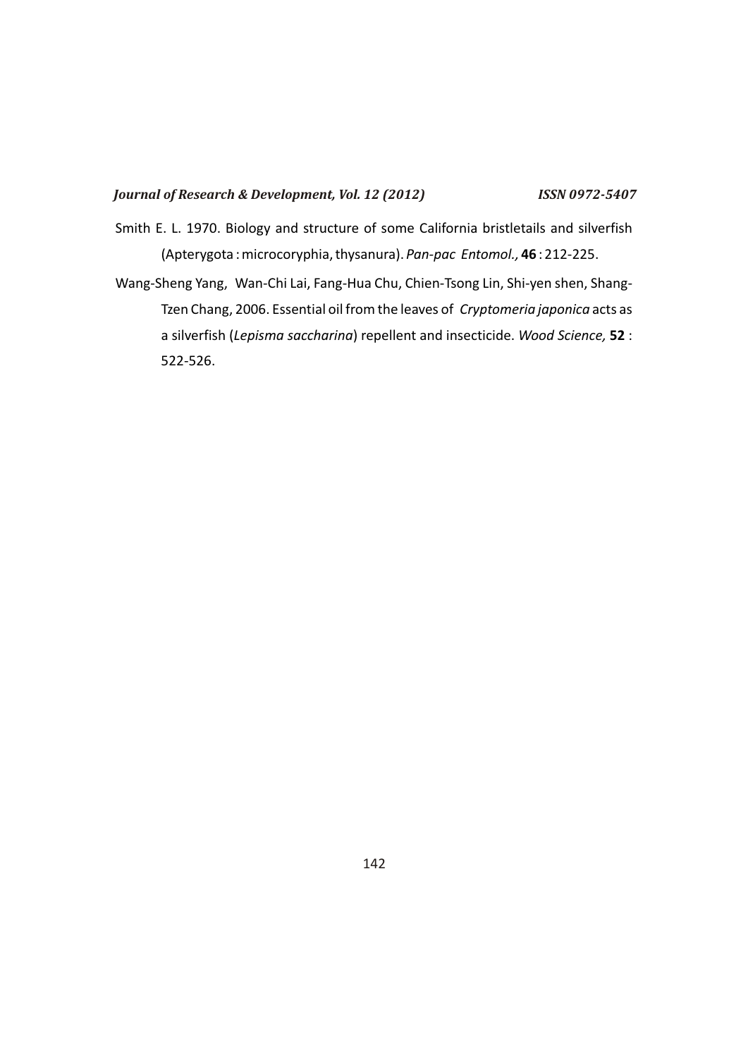Smith E. L. 1970. Biology and structure of some California bristletails and silverfish (Apterygota : microcoryphia, thysanura). *Pan-pac Entomol.,* **46** : 212-225.

Wang-Sheng Yang, Wan-Chi Lai, Fang-Hua Chu, Chien-Tsong Lin, Shi-yen shen, Shang-Tzen Chang, 2006. Essential oil from the leaves of *Cryptomeria japonica* acts as a silverfish (*Lepisma saccharina*) repellent and insecticide. *Wood Science,* **52** : 522-526.